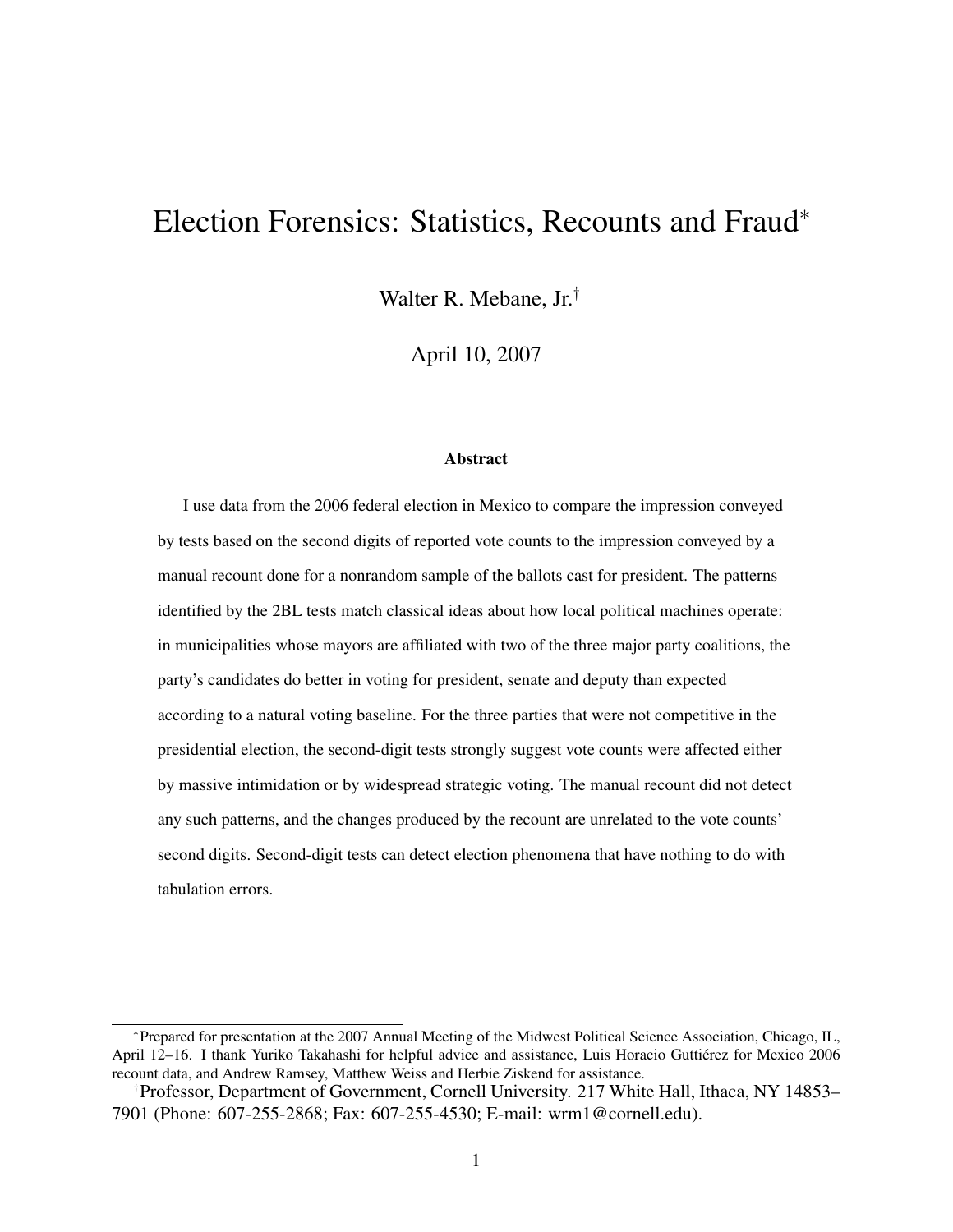# Election Forensics: Statistics, Recounts and Fraud*

Walter R. Mebane, Jr.†

April 10, 2007

### Abstract

I use data from the 2006 federal election in Mexico to compare the impression conveyed by tests based on the second digits of reported vote counts to the impression conveyed by a manual recount done for a nonrandom sample of the ballots cast for president. The patterns identified by the 2BL tests match classical ideas about how local political machines operate: in municipalities whose mayors are affiliated with two of the three major party coalitions, the party's candidates do better in voting for president, senate and deputy than expected according to a natural voting baseline. For the three parties that were not competitive in the presidential election, the second-digit tests strongly suggest vote counts were affected either by massive intimidation or by widespread strategic voting. The manual recount did not detect any such patterns, and the changes produced by the recount are unrelated to the vote counts' second digits. Second-digit tests can detect election phenomena that have nothing to do with tabulation errors.

---

*Prepared for presentation at the 2007 Annual Meeting of the Midwest Political Science Association, Chicago, IL, April 12–16. I thank Yuriko Takahashi for helpful advice and assistance, Luis Horacio Guttiérez for Mexico 2006 recount data, and Andrew Ramsey, Matthew Weiss and Herbie Ziskend for assistance.

†Professor, Department of Government, Cornell University. 217 White Hall, Ithaca, NY 14853–7901 (Phone: 607-255-2868; Fax: 607-255-4530; E-mail: wrm1@cornell.edu).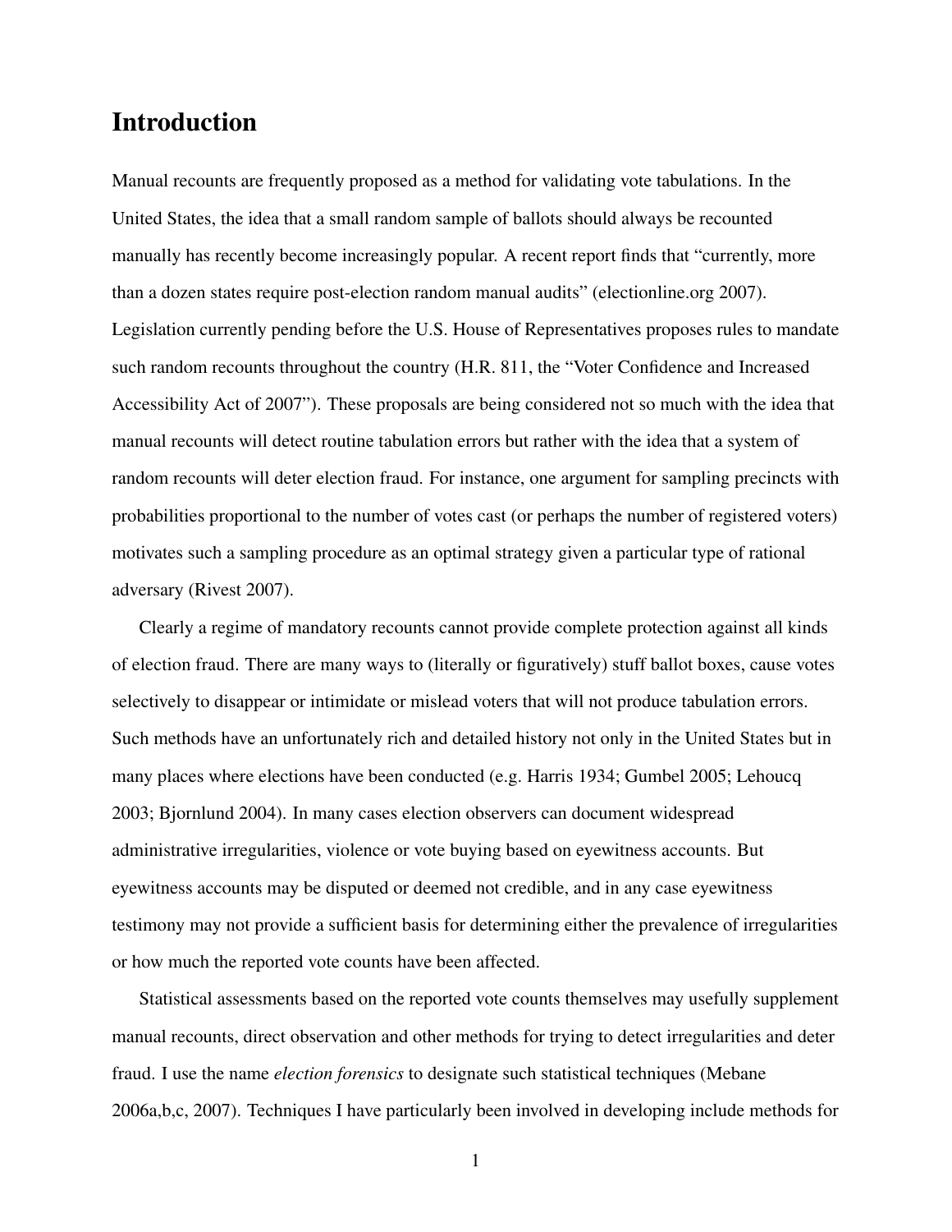## Introduction

Manual recounts are frequently proposed as a method for validating vote tabulations. In the United States, the idea that a small random sample of ballots should always be recounted manually has recently become increasingly popular. A recent report finds that "currently, more than a dozen states require post-election random manual audits" (electionline.org 2007). Legislation currently pending before the U.S. House of Representatives proposes rules to mandate such random recounts throughout the country (H.R. 811, the "Voter Confidence and Increased Accessibility Act of 2007"). These proposals are being considered not so much with the idea that manual recounts will detect routine tabulation errors but rather with the idea that a system of random recounts will deter election fraud. For instance, one argument for sampling precincts with probabilities proportional to the number of votes cast (or perhaps the number of registered voters) motivates such a sampling procedure as an optimal strategy given a particular type of rational adversary (Rivest 2007).

Clearly a regime of mandatory recounts cannot provide complete protection against all kinds of election fraud. There are many ways to (literally or figuratively) stuff ballot boxes, cause votes selectively to disappear or intimidate or mislead voters that will not produce tabulation errors. Such methods have an unfortunately rich and detailed history not only in the United States but in many places where elections have been conducted (e.g. Harris 1934; Gumbel 2005; Lehoucq 2003; Bjornlund 2004). In many cases election observers can document widespread administrative irregularities, violence or vote buying based on eyewitness accounts. But eyewitness accounts may be disputed or deemed not credible, and in any case eyewitness testimony may not provide a sufficient basis for determining either the prevalence of irregularities or how much the reported vote counts have been affected.

Statistical assessments based on the reported vote counts themselves may usefully supplement manual recounts, direct observation and other methods for trying to detect irregularities and deter fraud. I use the name *election forensics* to designate such statistical techniques (Mebane 2006a,b,c, 2007). Techniques I have particularly been involved in developing include methods for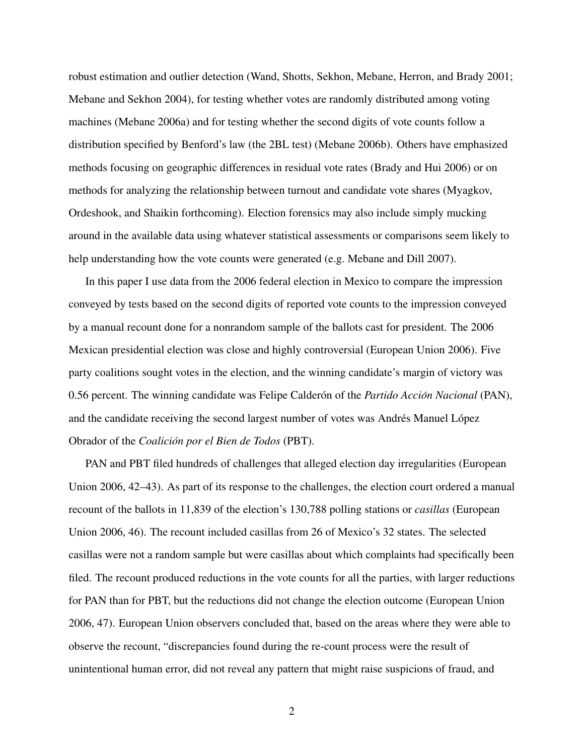robust estimation and outlier detection (Wand, Shotts, Sekhon, Mebane, Herron, and Brady 2001; Mebane and Sekhon 2004), for testing whether votes are randomly distributed among voting machines (Mebane 2006a) and for testing whether the second digits of vote counts follow a distribution specified by Benford's law (the 2BL test) (Mebane 2006b). Others have emphasized methods focusing on geographic differences in residual vote rates (Brady and Hui 2006) or on methods for analyzing the relationship between turnout and candidate vote shares (Myagkov, Ordeshook, and Shaikin forthcoming). Election forensics may also include simply mucking around in the available data using whatever statistical assessments or comparisons seem likely to help understanding how the vote counts were generated (e.g. Mebane and Dill 2007).

In this paper I use data from the 2006 federal election in Mexico to compare the impression conveyed by tests based on the second digits of reported vote counts to the impression conveyed by a manual recount done for a nonrandom sample of the ballots cast for president. The 2006 Mexican presidential election was close and highly controversial (European Union 2006). Five party coalitions sought votes in the election, and the winning candidate's margin of victory was 0.56 percent. The winning candidate was Felipe Calderón of the *Partido Acción Nacional* (PAN), and the candidate receiving the second largest number of votes was Andrés Manuel López Obrador of the *Coalición por el Bien de Todos* (PBT).

PAN and PBT filed hundreds of challenges that alleged election day irregularities (European Union 2006, 42–43). As part of its response to the challenges, the election court ordered a manual recount of the ballots in 11,839 of the election's 130,788 polling stations or *casillas* (European Union 2006, 46). The recount included casillas from 26 of Mexico's 32 states. The selected casillas were not a random sample but were casillas about which complaints had specifically been filed. The recount produced reductions in the vote counts for all the parties, with larger reductions for PAN than for PBT, but the reductions did not change the election outcome (European Union 2006, 47). European Union observers concluded that, based on the areas where they were able to observe the recount, "discrepancies found during the re-count process were the result of unintentional human error, did not reveal any pattern that might raise suspicions of fraud, and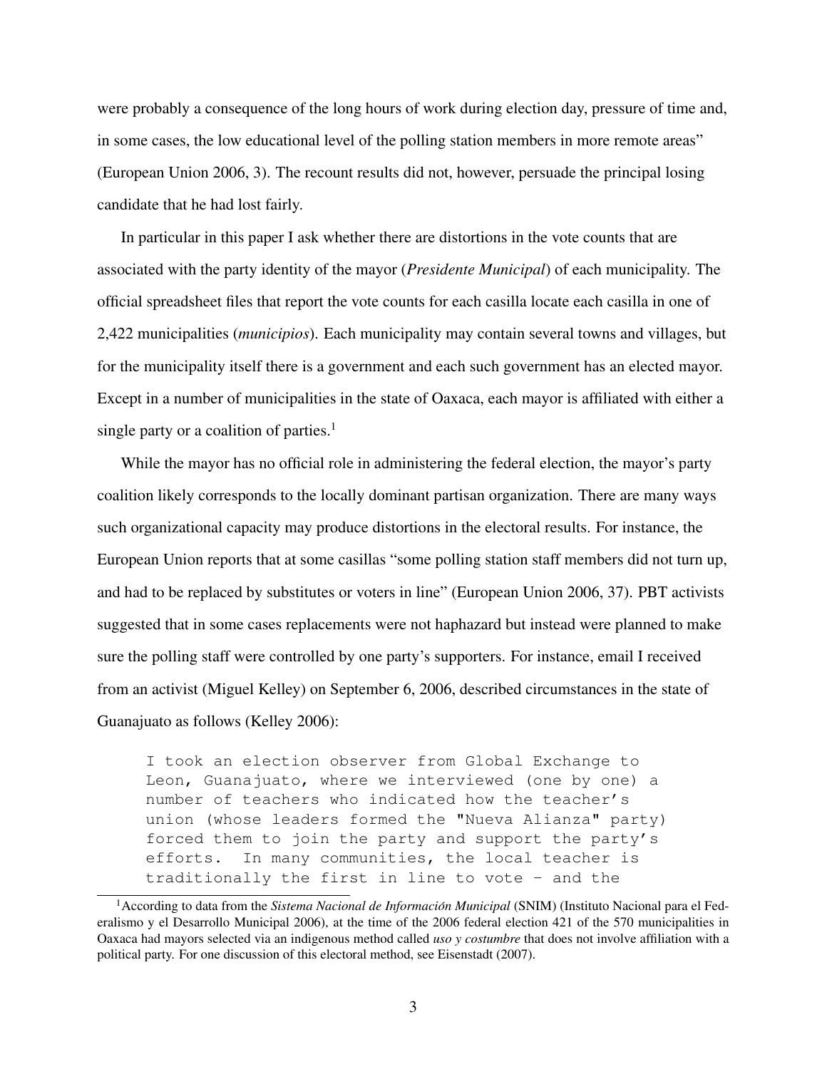were probably a consequence of the long hours of work during election day, pressure of time and, in some cases, the low educational level of the polling station members in more remote areas" (European Union 2006, 3). The recount results did not, however, persuade the principal losing candidate that he had lost fairly.

In particular in this paper I ask whether there are distortions in the vote counts that are associated with the party identity of the mayor (*Presidente Municipal*) of each municipality. The official spreadsheet files that report the vote counts for each casilla locate each casilla in one of 2,422 municipalities (*municipios*). Each municipality may contain several towns and villages, but for the municipality itself there is a government and each such government has an elected mayor. Except in a number of municipalities in the state of Oaxaca, each mayor is affiliated with either a single party or a coalition of parties.[1]

While the mayor has no official role in administering the federal election, the mayor's party coalition likely corresponds to the locally dominant partisan organization. There are many ways such organizational capacity may produce distortions in the electoral results. For instance, the European Union reports that at some casillas "some polling station staff members did not turn up, and had to be replaced by substitutes or voters in line" (European Union 2006, 37). PBT activists suggested that in some cases replacements were not haphazard but instead were planned to make sure the polling staff were controlled by one party's supporters. For instance, email I received from an activist (Miguel Kelley) on September 6, 2006, described circumstances in the state of Guanajuato as follows (Kelley 2006):

```
I took an election observer from Global Exchange to
Leon, Guanajuato, where we interviewed (one by one) a
number of teachers who indicated how the teacher's
union (whose leaders formed the "Nueva Alianza" party)
forced them to join the party and support the party's
efforts.  In many communities, the local teacher is
traditionally the first in line to vote - and the
```

[1] According to data from the *Sistema Nacional de Información Municipal* (SNIM) (Instituto Nacional para el Federalismo y el Desarrollo Municipal 2006), at the time of the 2006 federal election 421 of the 570 municipalities in Oaxaca had mayors selected via an indigenous method called *uso y costumbre* that does not involve affiliation with a political party. For one discussion of this electoral method, see Eisenstadt (2007).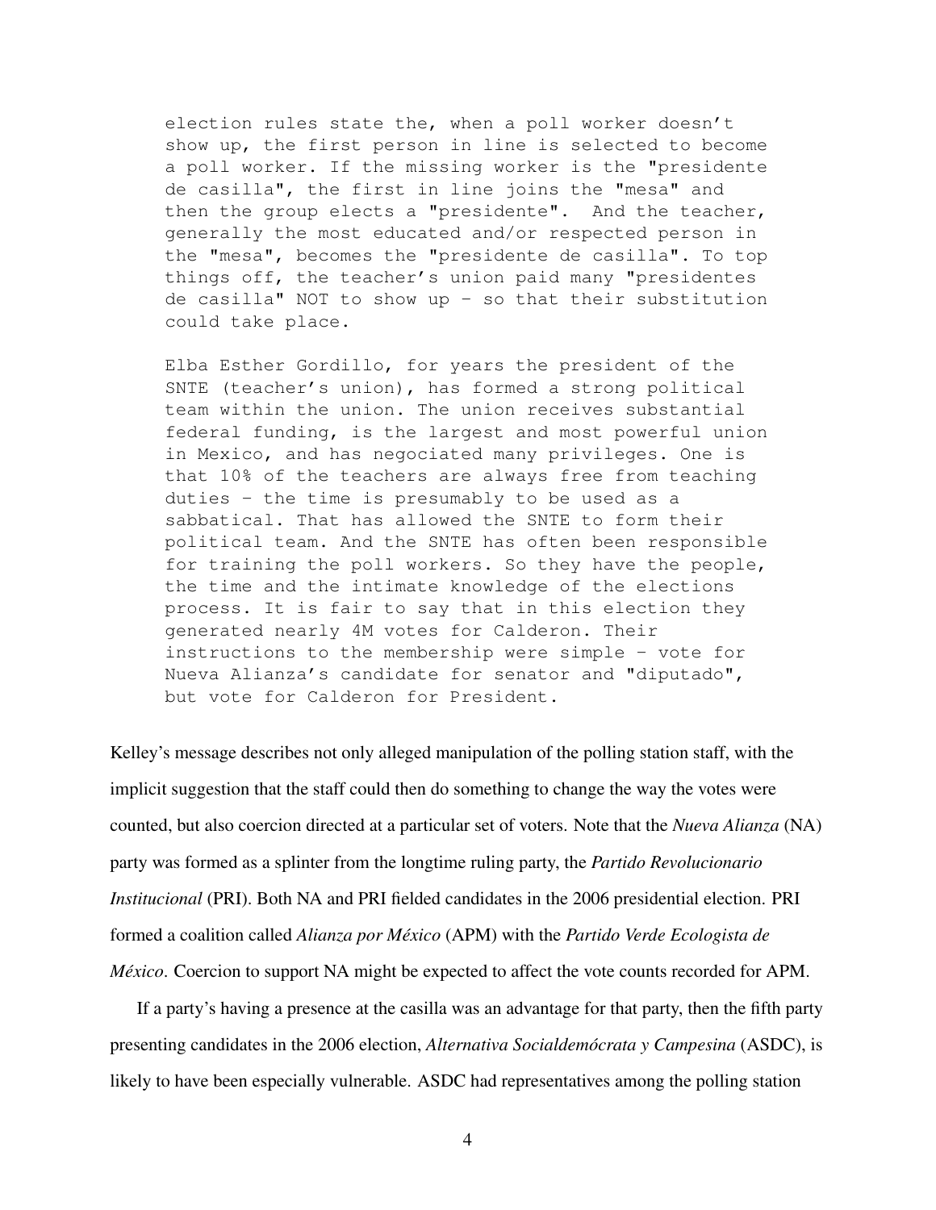```
election rules state the, when a poll worker doesn't
show up, the first person in line is selected to become
a poll worker. If the missing worker is the "presidente
de casilla", the first in line joins the "mesa" and
then the group elects a "presidente".  And the teacher,
generally the most educated and/or respected person in
the "mesa", becomes the "presidente de casilla". To top
things off, the teacher's union paid many "presidentes
de casilla" NOT to show up - so that their substitution
could take place.

Elba Esther Gordillo, for years the president of the
SNTE (teacher's union), has formed a strong political
team within the union. The union receives substantial
federal funding, is the largest and most powerful union
in Mexico, and has negociated many privileges. One is
that 10% of the teachers are always free from teaching
duties - the time is presumably to be used as a
sabbatical. That has allowed the SNTE to form their
political team. And the SNTE has often been responsible
for training the poll workers. So they have the people,
the time and the intimate knowledge of the elections
process. It is fair to say that in this election they
generated nearly 4M votes for Calderon. Their
instructions to the membership were simple - vote for
Nueva Alianza's candidate for senator and "diputado",
but vote for Calderon for President.
```

Kelley's message describes not only alleged manipulation of the polling station staff, with the implicit suggestion that the staff could then do something to change the way the votes were counted, but also coercion directed at a particular set of voters. Note that the *Nueva Alianza* (NA) party was formed as a splinter from the longtime ruling party, the *Partido Revolucionario Institucional* (PRI). Both NA and PRI fielded candidates in the 2006 presidential election. PRI formed a coalition called *Alianza por México* (APM) with the *Partido Verde Ecologista de México*. Coercion to support NA might be expected to affect the vote counts recorded for APM.

If a party's having a presence at the casilla was an advantage for that party, then the fifth party presenting candidates in the 2006 election, *Alternativa Socialdemócrata y Campesina* (ASDC), is likely to have been especially vulnerable. ASDC had representatives among the polling station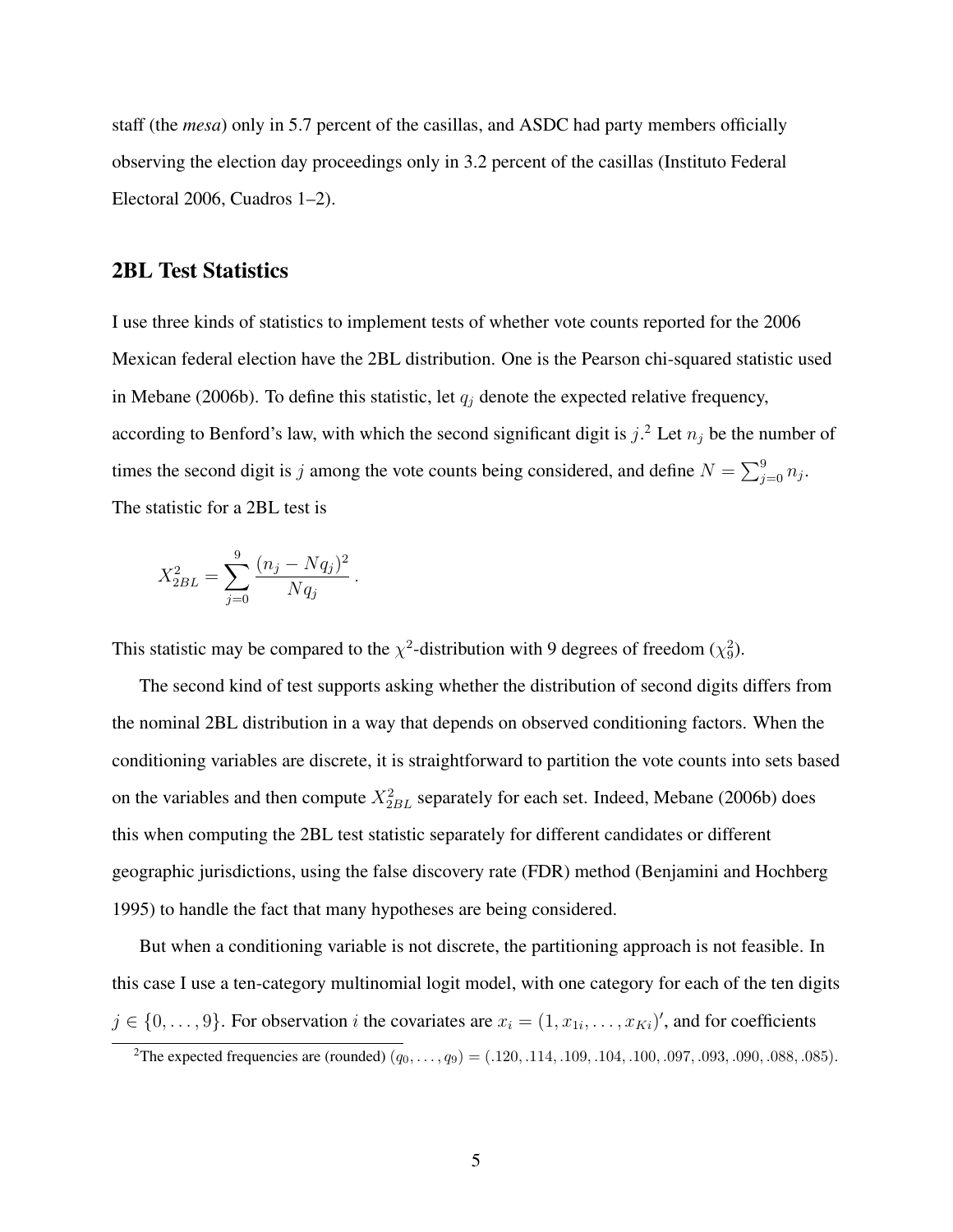staff (the *mesa*) only in 5.7 percent of the casillas, and ASDC had party members officially observing the election day proceedings only in 3.2 percent of the casillas (Instituto Federal Electoral 2006, Cuadros 1–2).

## 2BL Test Statistics

I use three kinds of statistics to implement tests of whether vote counts reported for the 2006 Mexican federal election have the 2BL distribution. One is the Pearson chi-squared statistic used in Mebane (2006b). To define this statistic, let $q_j$ denote the expected relative frequency, according to Benford's law, with which the second significant digit is $j$.[2] Let $n_j$ be the number of times the second digit is $j$ among the vote counts being considered, and define $N = \sum_{j=0}^{9} n_j$. The statistic for a 2BL test is

$$X_{2BL}^2 = \sum_{j=0}^{9} \frac{(n_j - Nq_j)^2}{Nq_j} \, .$$

This statistic may be compared to the $\chi^2$-distribution with 9 degrees of freedom ($\chi_9^2$).

The second kind of test supports asking whether the distribution of second digits differs from the nominal 2BL distribution in a way that depends on observed conditioning factors. When the conditioning variables are discrete, it is straightforward to partition the vote counts into sets based on the variables and then compute $X_{2BL}^2$ separately for each set. Indeed, Mebane (2006b) does this when computing the 2BL test statistic separately for different candidates or different geographic jurisdictions, using the false discovery rate (FDR) method (Benjamini and Hochberg 1995) to handle the fact that many hypotheses are being considered.

But when a conditioning variable is not discrete, the partitioning approach is not feasible. In this case I use a ten-category multinomial logit model, with one category for each of the ten digits $j \in \{0, \dots, 9\}$. For observation $i$ the covariates are $x_i = (1, x_{1i}, \dots, x_{Ki})'$, and for coefficients

[2] The expected frequencies are (rounded) $(q_0, \dots, q_9) = (.120, .114, .109, .104, .100, .097, .093, .090, .088, .085)$.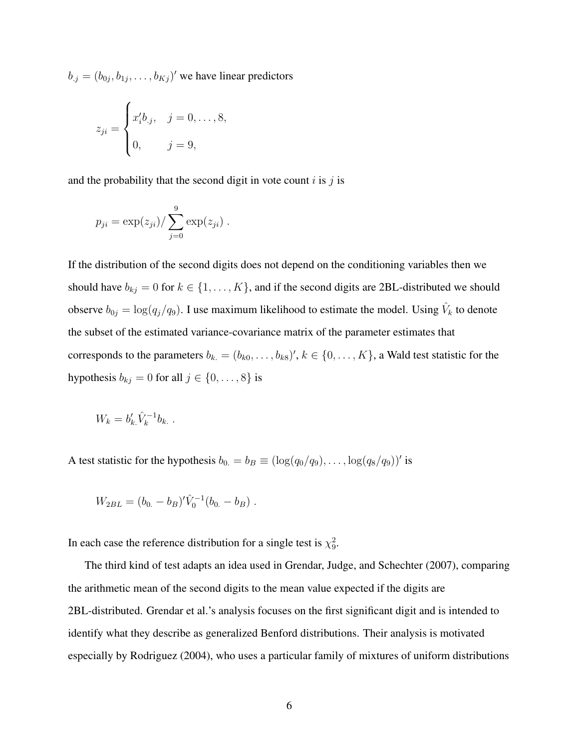$b_{.j} = (b_{0j}, b_{1j}, \ldots, b_{Kj})'$ we have linear predictors

$$z_{ji} = \begin{cases} x_i' b_{.j}, & j = 0, \ldots, 8, \\ 0, & j = 9, \end{cases}$$

and the probability that the second digit in vote count $i$ is $j$ is

$$p_{ji} = \exp(z_{ji}) / \sum_{j=0}^{9} \exp(z_{ji}) \ .$$

If the distribution of the second digits does not depend on the conditioning variables then we should have $b_{kj} = 0$ for $k \in \{1, \ldots, K\}$, and if the second digits are 2BL-distributed we should observe $b_{0j} = \log(q_j / q_9)$. I use maximum likelihood to estimate the model. Using $\hat{V}_k$ to denote the subset of the estimated variance-covariance matrix of the parameter estimates that corresponds to the parameters $b_{k.} = (b_{k0}, \ldots, b_{k8})'$, $k \in \{0, \ldots, K\}$, a Wald test statistic for the hypothesis $b_{kj} = 0$ for all $j \in \{0, \ldots, 8\}$ is

$$W_k = b_{k.}' \hat{V}_k^{-1} b_{k.} \ .$$

A test statistic for the hypothesis $b_{0.} = b_B \equiv (\log(q_0/q_9), \ldots, \log(q_8/q_9))'$ is

$$W_{2BL} = (b_{0.} - b_B)' \hat{V}_0^{-1} (b_{0.} - b_B) \ .$$

In each case the reference distribution for a single test is $\chi^2_9$.

The third kind of test adapts an idea used in Grendar, Judge, and Schechter (2007), comparing the arithmetic mean of the second digits to the mean value expected if the digits are 2BL-distributed. Grendar et al.'s analysis focuses on the first significant digit and is intended to identify what they describe as generalized Benford distributions. Their analysis is motivated especially by Rodriguez (2004), who uses a particular family of mixtures of uniform distributions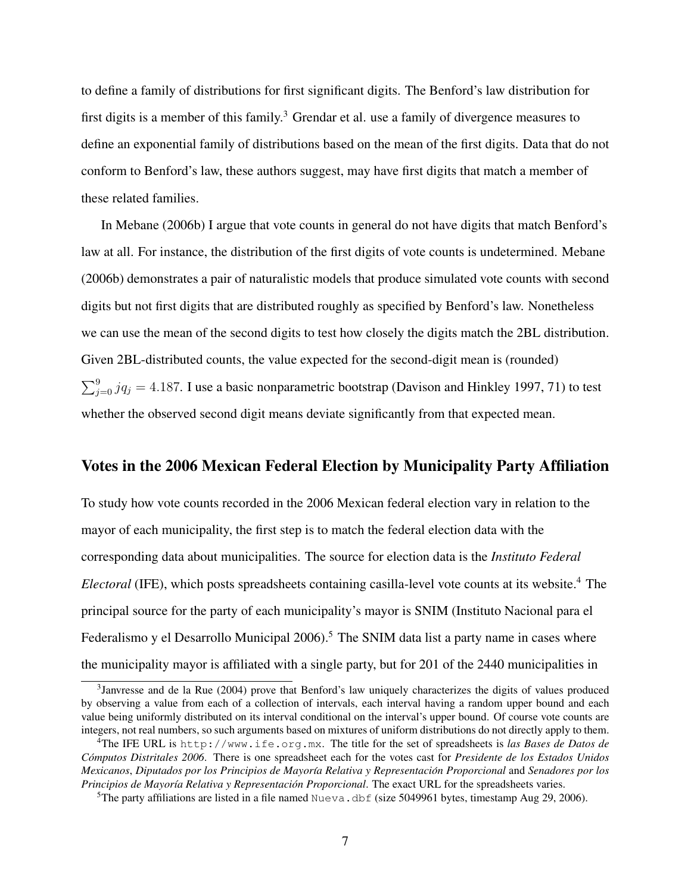to define a family of distributions for first significant digits. The Benford's law distribution for first digits is a member of this family.[3] Grendar et al. use a family of divergence measures to define an exponential family of distributions based on the mean of the first digits. Data that do not conform to Benford's law, these authors suggest, may have first digits that match a member of these related families.

In Mebane (2006b) I argue that vote counts in general do not have digits that match Benford's law at all. For instance, the distribution of the first digits of vote counts is undetermined. Mebane (2006b) demonstrates a pair of naturalistic models that produce simulated vote counts with second digits but not first digits that are distributed roughly as specified by Benford's law. Nonetheless we can use the mean of the second digits to test how closely the digits match the 2BL distribution. Given 2BL-distributed counts, the value expected for the second-digit mean is (rounded) $\sum_{j=0}^{9} j q_j = 4.187$. I use a basic nonparametric bootstrap (Davison and Hinkley 1997, 71) to test whether the observed second digit means deviate significantly from that expected mean.

## Votes in the 2006 Mexican Federal Election by Municipality Party Affiliation

To study how vote counts recorded in the 2006 Mexican federal election vary in relation to the mayor of each municipality, the first step is to match the federal election data with the corresponding data about municipalities. The source for election data is the *Instituto Federal Electoral* (IFE), which posts spreadsheets containing casilla-level vote counts at its website.[4] The principal source for the party of each municipality's mayor is SNIM (Instituto Nacional para el Federalismo y el Desarrollo Municipal 2006).[5] The SNIM data list a party name in cases where the municipality mayor is affiliated with a single party, but for 201 of the 2440 municipalities in

---

[3] Janvresse and de la Rue (2004) prove that Benford's law uniquely characterizes the digits of values produced by observing a value from each of a collection of intervals, each interval having a random upper bound and each value being uniformly distributed on its interval conditional on the interval's upper bound. Of course vote counts are integers, not real numbers, so such arguments based on mixtures of uniform distributions do not directly apply to them.

[4] The IFE URL is `http://www.ife.org.mx`. The title for the set of spreadsheets is *las Bases de Datos de Cómputos Distritales 2006*. There is one spreadsheet each for the votes cast for *Presidente de los Estados Unidos Mexicanos*, *Diputados por los Principios de Mayoría Relativa y Representación Proporcional* and *Senadores por los Principios de Mayoría Relativa y Representación Proporcional*. The exact URL for the spreadsheets varies.

[5] The party affiliations are listed in a file named `Nueva.dbf` (size 5049961 bytes, timestamp Aug 29, 2006).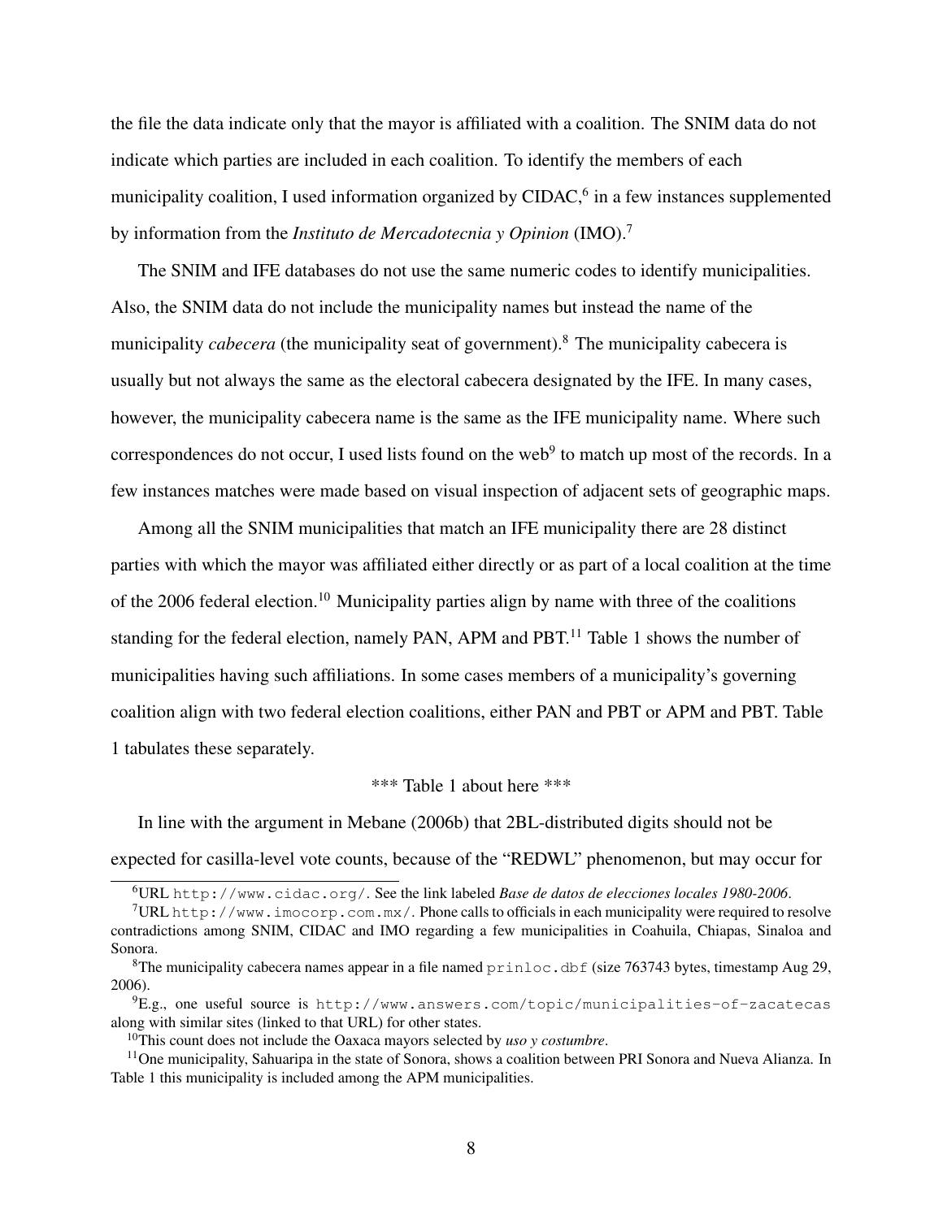the file the data indicate only that the mayor is affiliated with a coalition. The SNIM data do not indicate which parties are included in each coalition. To identify the members of each municipality coalition, I used information organized by CIDAC,[6] in a few instances supplemented by information from the *Instituto de Mercadotecnia y Opinion* (IMO).[7]

The SNIM and IFE databases do not use the same numeric codes to identify municipalities. Also, the SNIM data do not include the municipality names but instead the name of the municipality *cabecera* (the municipality seat of government).[8] The municipality cabecera is usually but not always the same as the electoral cabecera designated by the IFE. In many cases, however, the municipality cabecera name is the same as the IFE municipality name. Where such correspondences do not occur, I used lists found on the web[9] to match up most of the records. In a few instances matches were made based on visual inspection of adjacent sets of geographic maps.

Among all the SNIM municipalities that match an IFE municipality there are 28 distinct parties with which the mayor was affiliated either directly or as part of a local coalition at the time of the 2006 federal election.[10] Municipality parties align by name with three of the coalitions standing for the federal election, namely PAN, APM and PBT.[11] Table 1 shows the number of municipalities having such affiliations. In some cases members of a municipality's governing coalition align with two federal election coalitions, either PAN and PBT or APM and PBT. Table 1 tabulates these separately.

*** Table 1 about here ***

In line with the argument in Mebane (2006b) that 2BL-distributed digits should not be expected for casilla-level vote counts, because of the "REDWL" phenomenon, but may occur for

---

[6] URL `http://www.cidac.org/`. See the link labeled *Base de datos de elecciones locales 1980-2006*.

[7] URL `http://www.imocorp.com.mx/`. Phone calls to officials in each municipality were required to resolve contradictions among SNIM, CIDAC and IMO regarding a few municipalities in Coahuila, Chiapas, Sinaloa and Sonora.

[8] The municipality cabecera names appear in a file named `prinloc.dbf` (size 763743 bytes, timestamp Aug 29, 2006).

[9] E.g., one useful source is `http://www.answers.com/topic/municipalities-of-zacatecas` along with similar sites (linked to that URL) for other states.

[10] This count does not include the Oaxaca mayors selected by *uso y costumbre*.

[11] One municipality, Sahuaripa in the state of Sonora, shows a coalition between PRI Sonora and Nueva Alianza. In Table 1 this municipality is included among the APM municipalities.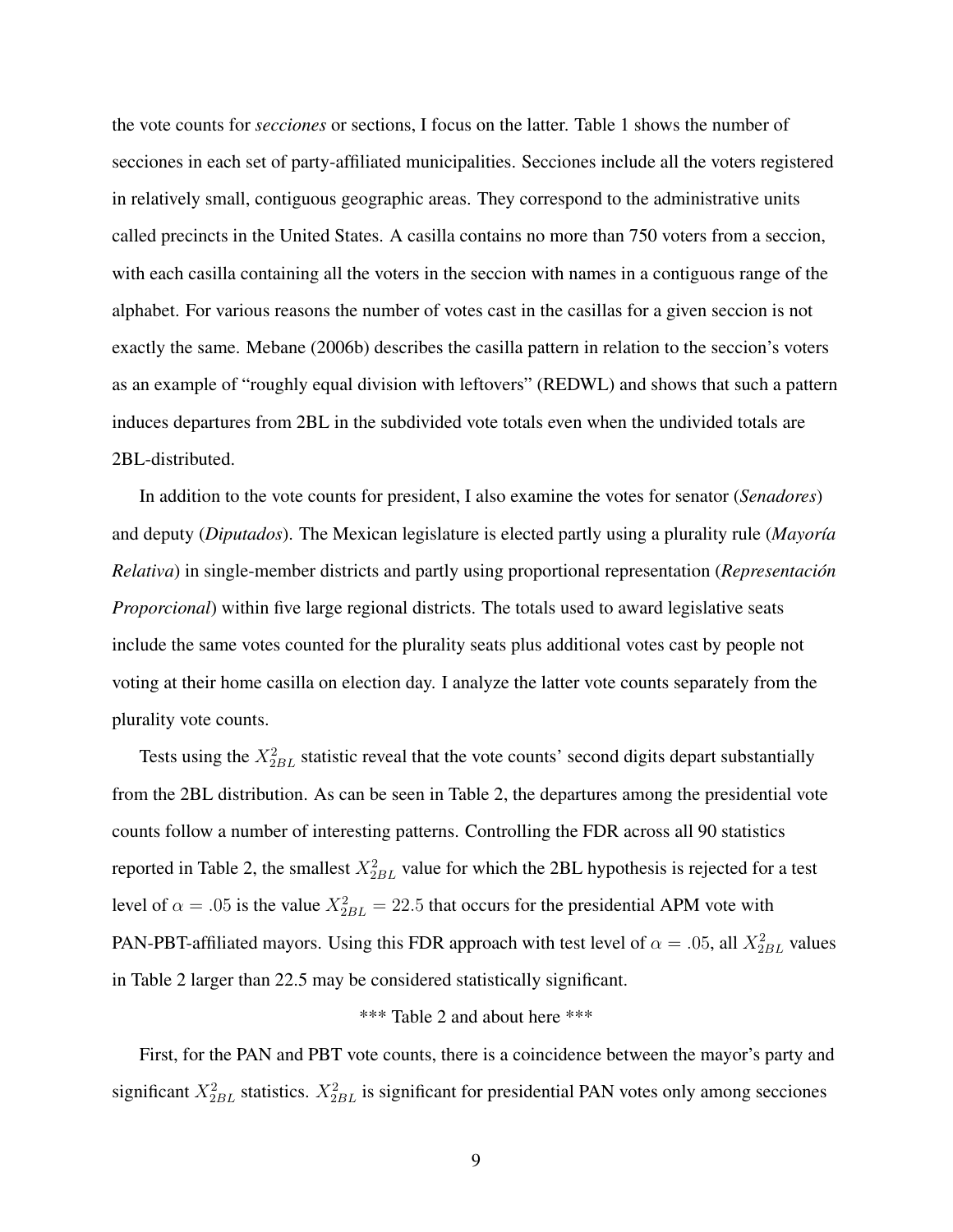the vote counts for *secciones* or sections, I focus on the latter. Table 1 shows the number of secciones in each set of party-affiliated municipalities. Secciones include all the voters registered in relatively small, contiguous geographic areas. They correspond to the administrative units called precincts in the United States. A casilla contains no more than 750 voters from a seccion, with each casilla containing all the voters in the seccion with names in a contiguous range of the alphabet. For various reasons the number of votes cast in the casillas for a given seccion is not exactly the same. Mebane (2006b) describes the casilla pattern in relation to the seccion's voters as an example of "roughly equal division with leftovers" (REDWL) and shows that such a pattern induces departures from 2BL in the subdivided vote totals even when the undivided totals are 2BL-distributed.

In addition to the vote counts for president, I also examine the votes for senator (*Senadores*) and deputy (*Diputados*). The Mexican legislature is elected partly using a plurality rule (*Mayoría Relativa*) in single-member districts and partly using proportional representation (*Representación Proporcional*) within five large regional districts. The totals used to award legislative seats include the same votes counted for the plurality seats plus additional votes cast by people not voting at their home casilla on election day. I analyze the latter vote counts separately from the plurality vote counts.

Tests using the $X^2_{2BL}$ statistic reveal that the vote counts' second digits depart substantially from the 2BL distribution. As can be seen in Table 2, the departures among the presidential vote counts follow a number of interesting patterns. Controlling the FDR across all 90 statistics reported in Table 2, the smallest $X^2_{2BL}$ value for which the 2BL hypothesis is rejected for a test level of $\alpha = .05$ is the value $X^2_{2BL} = 22.5$ that occurs for the presidential APM vote with PAN-PBT-affiliated mayors. Using this FDR approach with test level of $\alpha = .05$, all $X^2_{2BL}$ values in Table 2 larger than 22.5 may be considered statistically significant.

\*\*\* Table 2 and about here \*\*\*

First, for the PAN and PBT vote counts, there is a coincidence between the mayor's party and significant $X^2_{2BL}$ statistics. $X^2_{2BL}$ is significant for presidential PAN votes only among secciones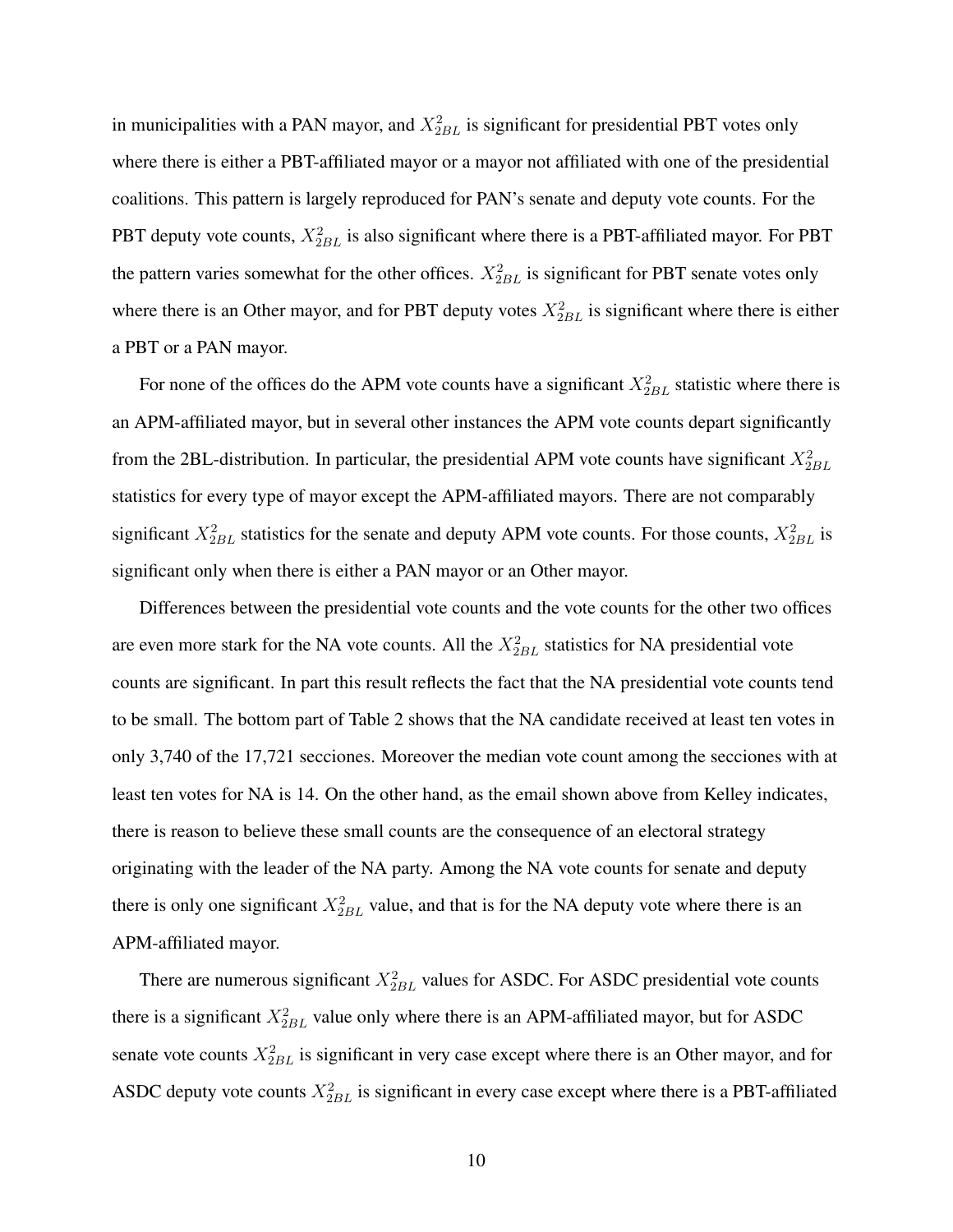in municipalities with a PAN mayor, and $X^2_{2BL}$ is significant for presidential PBT votes only where there is either a PBT-affiliated mayor or a mayor not affiliated with one of the presidential coalitions. This pattern is largely reproduced for PAN's senate and deputy vote counts. For the PBT deputy vote counts, $X^2_{2BL}$ is also significant where there is a PBT-affiliated mayor. For PBT the pattern varies somewhat for the other offices. $X^2_{2BL}$ is significant for PBT senate votes only where there is an Other mayor, and for PBT deputy votes $X^2_{2BL}$ is significant where there is either a PBT or a PAN mayor.

For none of the offices do the APM vote counts have a significant $X^2_{2BL}$ statistic where there is an APM-affiliated mayor, but in several other instances the APM vote counts depart significantly from the 2BL-distribution. In particular, the presidential APM vote counts have significant $X^2_{2BL}$ statistics for every type of mayor except the APM-affiliated mayors. There are not comparably significant $X^2_{2BL}$ statistics for the senate and deputy APM vote counts. For those counts, $X^2_{2BL}$ is significant only when there is either a PAN mayor or an Other mayor.

Differences between the presidential vote counts and the vote counts for the other two offices are even more stark for the NA vote counts. All the $X^2_{2BL}$ statistics for NA presidential vote counts are significant. In part this result reflects the fact that the NA presidential vote counts tend to be small. The bottom part of Table 2 shows that the NA candidate received at least ten votes in only 3,740 of the 17,721 secciones. Moreover the median vote count among the secciones with at least ten votes for NA is 14. On the other hand, as the email shown above from Kelley indicates, there is reason to believe these small counts are the consequence of an electoral strategy originating with the leader of the NA party. Among the NA vote counts for senate and deputy there is only one significant $X^2_{2BL}$ value, and that is for the NA deputy vote where there is an APM-affiliated mayor.

There are numerous significant $X^2_{2BL}$ values for ASDC. For ASDC presidential vote counts there is a significant $X^2_{2BL}$ value only where there is an APM-affiliated mayor, but for ASDC senate vote counts $X^2_{2BL}$ is significant in very case except where there is an Other mayor, and for ASDC deputy vote counts $X^2_{2BL}$ is significant in every case except where there is a PBT-affiliated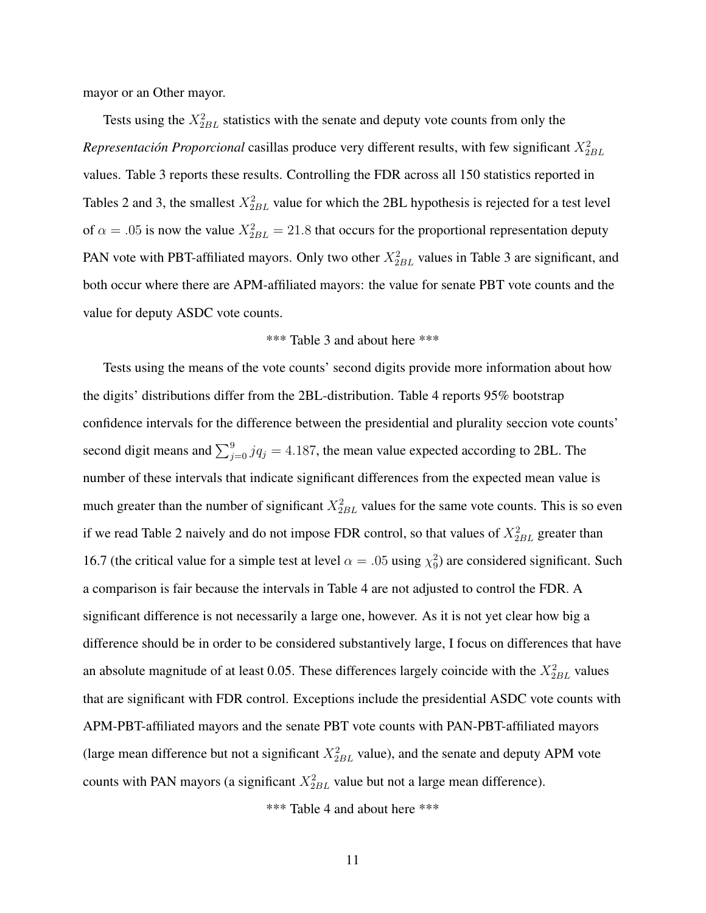mayor or an Other mayor.

Tests using the $X^2_{2BL}$ statistics with the senate and deputy vote counts from only the *Representación Proporcional* casillas produce very different results, with few significant $X^2_{2BL}$ values. Table 3 reports these results. Controlling the FDR across all 150 statistics reported in Tables 2 and 3, the smallest $X^2_{2BL}$ value for which the 2BL hypothesis is rejected for a test level of $\alpha = .05$ is now the value $X^2_{2BL} = 21.8$ that occurs for the proportional representation deputy PAN vote with PBT-affiliated mayors. Only two other $X^2_{2BL}$ values in Table 3 are significant, and both occur where there are APM-affiliated mayors: the value for senate PBT vote counts and the value for deputy ASDC vote counts.

*** Table 3 and about here ***

Tests using the means of the vote counts' second digits provide more information about how the digits' distributions differ from the 2BL-distribution. Table 4 reports 95% bootstrap confidence intervals for the difference between the presidential and plurality seccion vote counts' second digit means and $\sum_{j=0}^{9} jq_j = 4.187$, the mean value expected according to 2BL. The number of these intervals that indicate significant differences from the expected mean value is much greater than the number of significant $X^2_{2BL}$ values for the same vote counts. This is so even if we read Table 2 naively and do not impose FDR control, so that values of $X^2_{2BL}$ greater than 16.7 (the critical value for a simple test at level $\alpha = .05$ using $\chi^2_9$) are considered significant. Such a comparison is fair because the intervals in Table 4 are not adjusted to control the FDR. A significant difference is not necessarily a large one, however. As it is not yet clear how big a difference should be in order to be considered substantively large, I focus on differences that have an absolute magnitude of at least 0.05. These differences largely coincide with the $X^2_{2BL}$ values that are significant with FDR control. Exceptions include the presidential ASDC vote counts with APM-PBT-affiliated mayors and the senate PBT vote counts with PAN-PBT-affiliated mayors (large mean difference but not a significant $X^2_{2BL}$ value), and the senate and deputy APM vote counts with PAN mayors (a significant $X^2_{2BL}$ value but not a large mean difference).

*** Table 4 and about here ***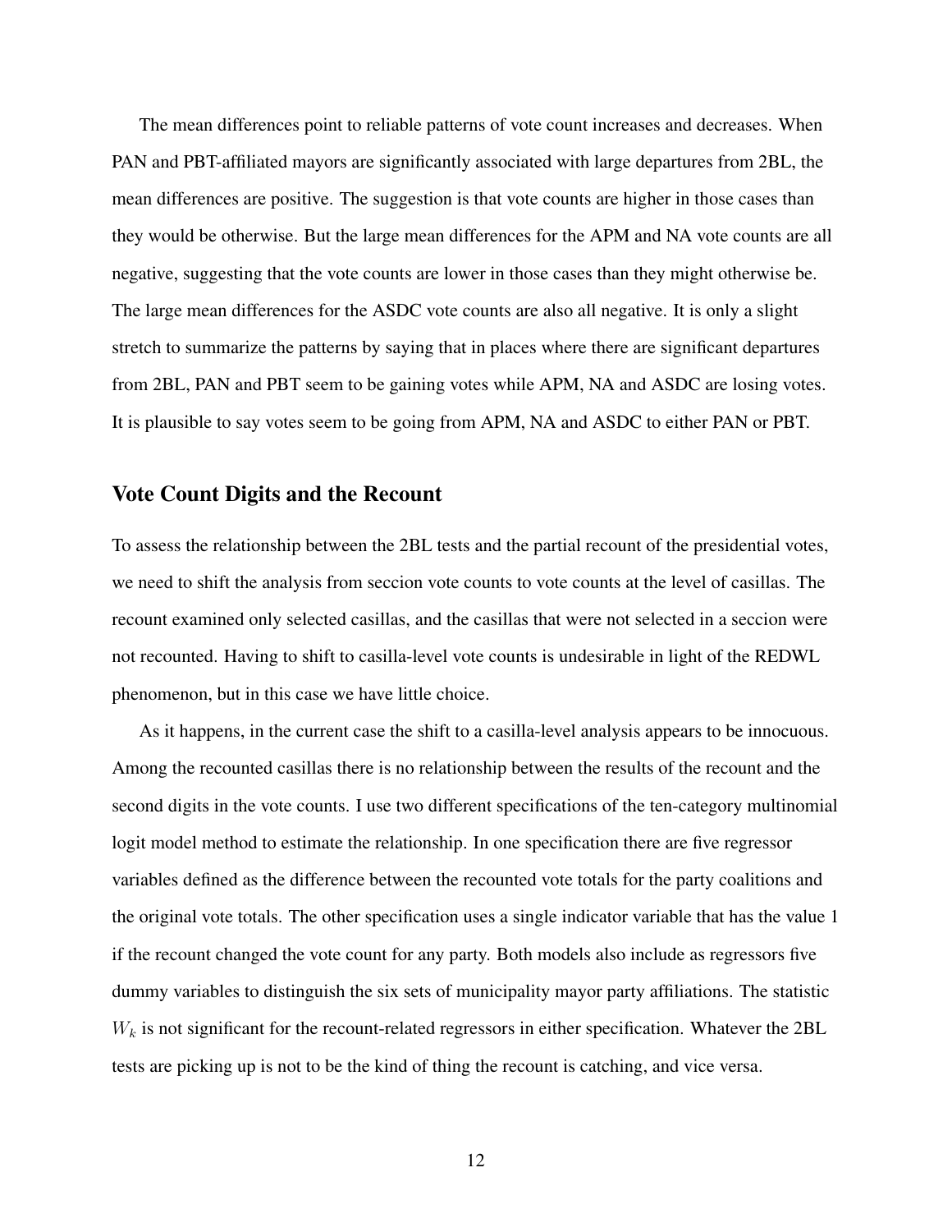The mean differences point to reliable patterns of vote count increases and decreases. When PAN and PBT-affiliated mayors are significantly associated with large departures from 2BL, the mean differences are positive. The suggestion is that vote counts are higher in those cases than they would be otherwise. But the large mean differences for the APM and NA vote counts are all negative, suggesting that the vote counts are lower in those cases than they might otherwise be. The large mean differences for the ASDC vote counts are also all negative. It is only a slight stretch to summarize the patterns by saying that in places where there are significant departures from 2BL, PAN and PBT seem to be gaining votes while APM, NA and ASDC are losing votes. It is plausible to say votes seem to be going from APM, NA and ASDC to either PAN or PBT.

## Vote Count Digits and the Recount

To assess the relationship between the 2BL tests and the partial recount of the presidential votes, we need to shift the analysis from seccion vote counts to vote counts at the level of casillas. The recount examined only selected casillas, and the casillas that were not selected in a seccion were not recounted. Having to shift to casilla-level vote counts is undesirable in light of the REDWL phenomenon, but in this case we have little choice.

As it happens, in the current case the shift to a casilla-level analysis appears to be innocuous. Among the recounted casillas there is no relationship between the results of the recount and the second digits in the vote counts. I use two different specifications of the ten-category multinomial logit model method to estimate the relationship. In one specification there are five regressor variables defined as the difference between the recounted vote totals for the party coalitions and the original vote totals. The other specification uses a single indicator variable that has the value 1 if the recount changed the vote count for any party. Both models also include as regressors five dummy variables to distinguish the six sets of municipality mayor party affiliations. The statistic $W_k$ is not significant for the recount-related regressors in either specification. Whatever the 2BL tests are picking up is not to be the kind of thing the recount is catching, and vice versa.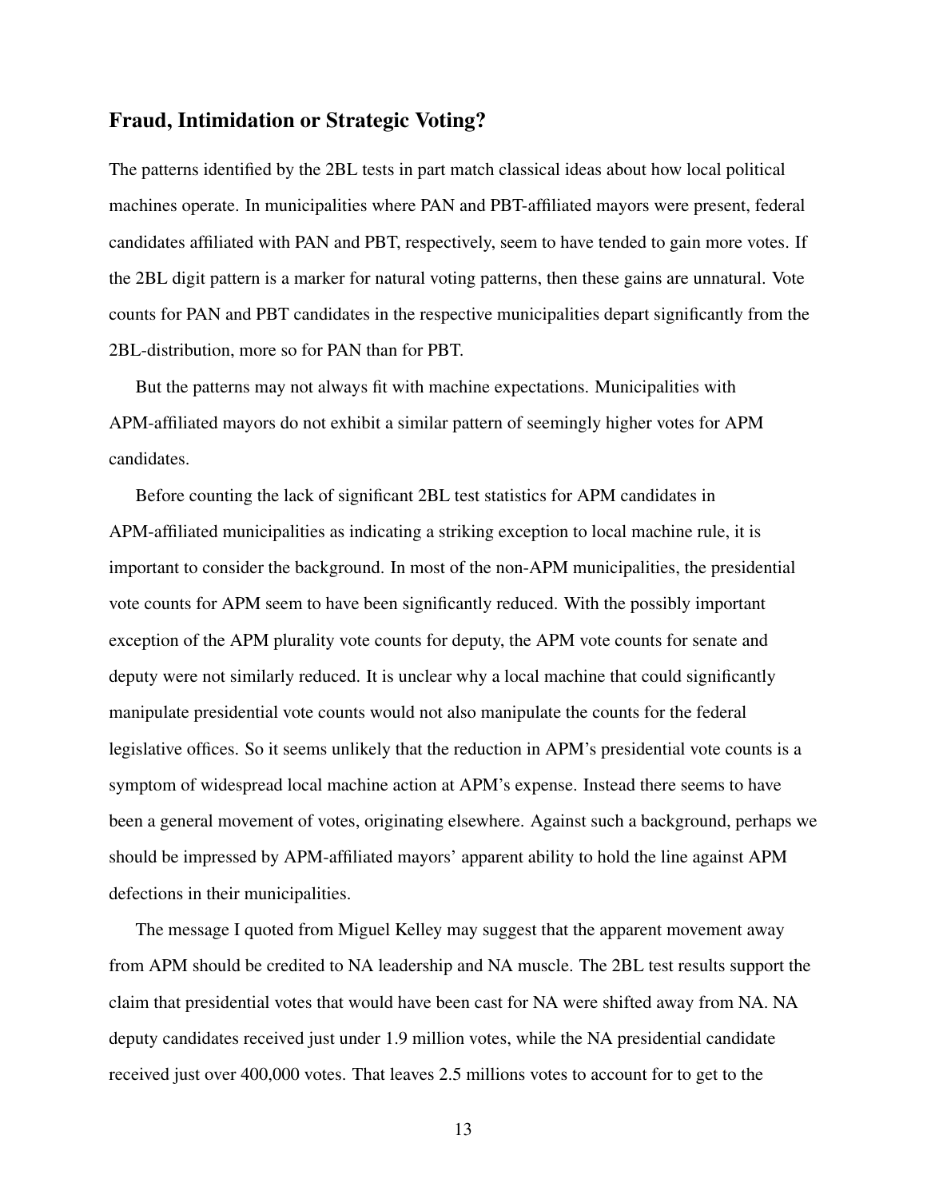## Fraud, Intimidation or Strategic Voting?

The patterns identified by the 2BL tests in part match classical ideas about how local political machines operate. In municipalities where PAN and PBT-affiliated mayors were present, federal candidates affiliated with PAN and PBT, respectively, seem to have tended to gain more votes. If the 2BL digit pattern is a marker for natural voting patterns, then these gains are unnatural. Vote counts for PAN and PBT candidates in the respective municipalities depart significantly from the 2BL-distribution, more so for PAN than for PBT.

But the patterns may not always fit with machine expectations. Municipalities with APM-affiliated mayors do not exhibit a similar pattern of seemingly higher votes for APM candidates.

Before counting the lack of significant 2BL test statistics for APM candidates in APM-affiliated municipalities as indicating a striking exception to local machine rule, it is important to consider the background. In most of the non-APM municipalities, the presidential vote counts for APM seem to have been significantly reduced. With the possibly important exception of the APM plurality vote counts for deputy, the APM vote counts for senate and deputy were not similarly reduced. It is unclear why a local machine that could significantly manipulate presidential vote counts would not also manipulate the counts for the federal legislative offices. So it seems unlikely that the reduction in APM's presidential vote counts is a symptom of widespread local machine action at APM's expense. Instead there seems to have been a general movement of votes, originating elsewhere. Against such a background, perhaps we should be impressed by APM-affiliated mayors' apparent ability to hold the line against APM defections in their municipalities.

The message I quoted from Miguel Kelley may suggest that the apparent movement away from APM should be credited to NA leadership and NA muscle. The 2BL test results support the claim that presidential votes that would have been cast for NA were shifted away from NA. NA deputy candidates received just under 1.9 million votes, while the NA presidential candidate received just over 400,000 votes. That leaves 2.5 millions votes to account for to get to the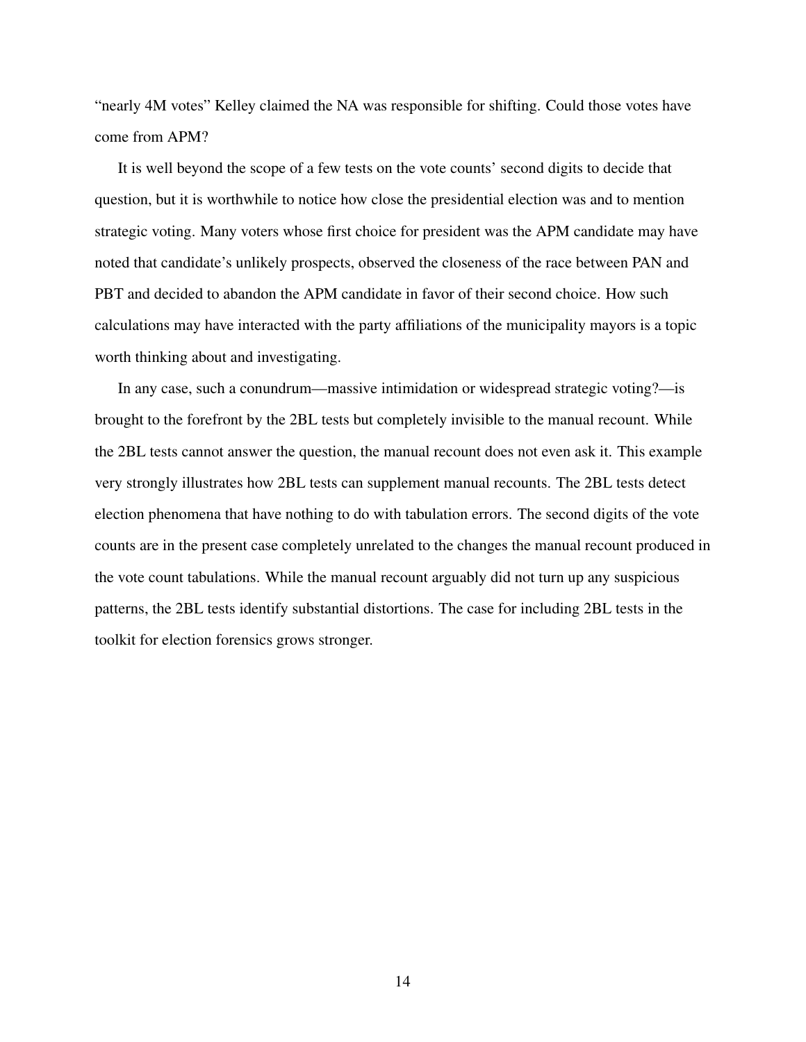"nearly 4M votes" Kelley claimed the NA was responsible for shifting. Could those votes have come from APM?

It is well beyond the scope of a few tests on the vote counts' second digits to decide that question, but it is worthwhile to notice how close the presidential election was and to mention strategic voting. Many voters whose first choice for president was the APM candidate may have noted that candidate's unlikely prospects, observed the closeness of the race between PAN and PBT and decided to abandon the APM candidate in favor of their second choice. How such calculations may have interacted with the party affiliations of the municipality mayors is a topic worth thinking about and investigating.

In any case, such a conundrum—massive intimidation or widespread strategic voting?—is brought to the forefront by the 2BL tests but completely invisible to the manual recount. While the 2BL tests cannot answer the question, the manual recount does not even ask it. This example very strongly illustrates how 2BL tests can supplement manual recounts. The 2BL tests detect election phenomena that have nothing to do with tabulation errors. The second digits of the vote counts are in the present case completely unrelated to the changes the manual recount produced in the vote count tabulations. While the manual recount arguably did not turn up any suspicious patterns, the 2BL tests identify substantial distortions. The case for including 2BL tests in the toolkit for election forensics grows stronger.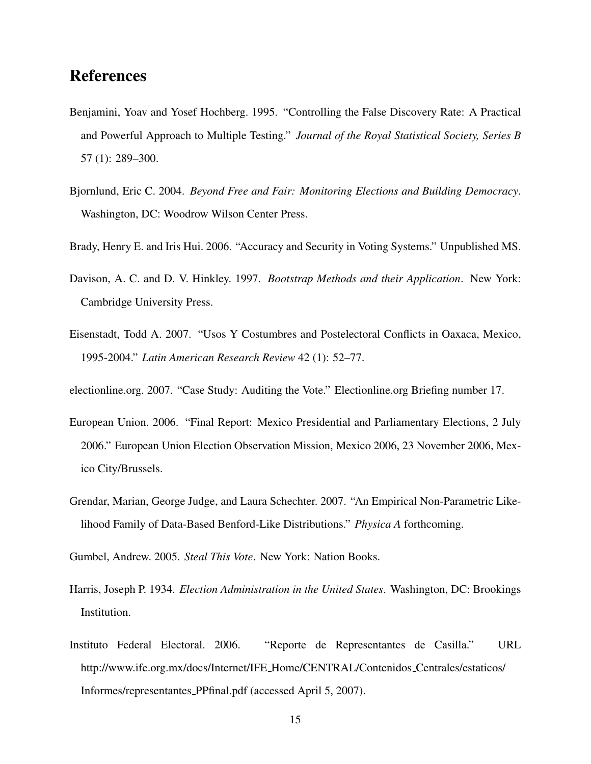## References

Benjamini, Yoav and Yosef Hochberg. 1995. "Controlling the False Discovery Rate: A Practical and Powerful Approach to Multiple Testing." *Journal of the Royal Statistical Society, Series B* 57 (1): 289–300.

Bjornlund, Eric C. 2004. *Beyond Free and Fair: Monitoring Elections and Building Democracy*. Washington, DC: Woodrow Wilson Center Press.

Brady, Henry E. and Iris Hui. 2006. "Accuracy and Security in Voting Systems." Unpublished MS.

Davison, A. C. and D. V. Hinkley. 1997. *Bootstrap Methods and their Application*. New York: Cambridge University Press.

Eisenstadt, Todd A. 2007. "Usos Y Costumbres and Postelectoral Conflicts in Oaxaca, Mexico, 1995-2004." *Latin American Research Review* 42 (1): 52–77.

electionline.org. 2007. "Case Study: Auditing the Vote." Electionline.org Briefing number 17.

European Union. 2006. "Final Report: Mexico Presidential and Parliamentary Elections, 2 July 2006." European Union Election Observation Mission, Mexico 2006, 23 November 2006, Mexico City/Brussels.

Grendar, Marian, George Judge, and Laura Schechter. 2007. "An Empirical Non-Parametric Likelihood Family of Data-Based Benford-Like Distributions." *Physica A* forthcoming.

Gumbel, Andrew. 2005. *Steal This Vote*. New York: Nation Books.

Harris, Joseph P. 1934. *Election Administration in the United States*. Washington, DC: Brookings Institution.

Instituto Federal Electoral. 2006. "Reporte de Representantes de Casilla." URL http://www.ife.org.mx/docs/Internet/IFE_Home/CENTRAL/Contenidos_Centrales/estaticos/Informes/representantes_PPfinal.pdf (accessed April 5, 2007).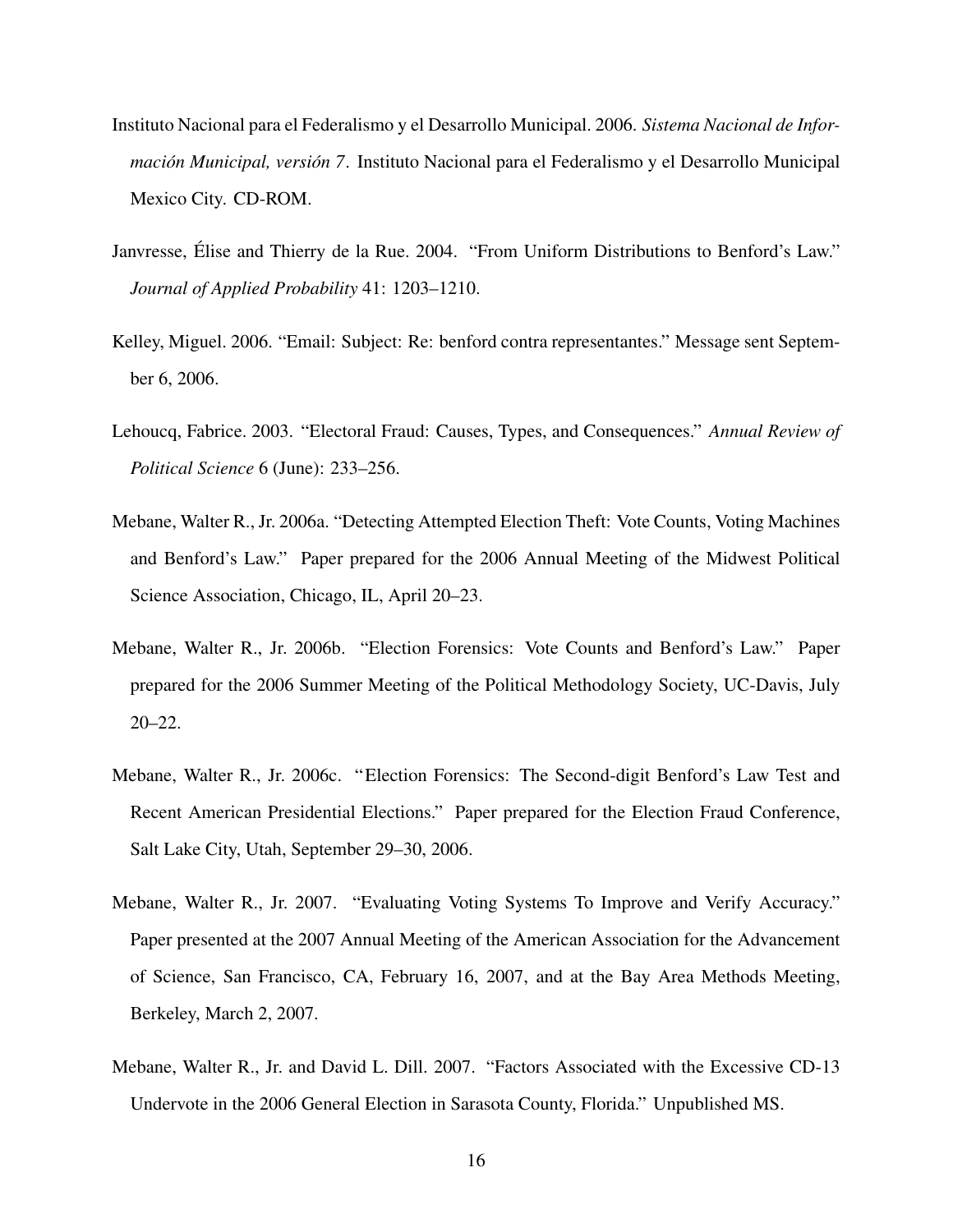Instituto Nacional para el Federalismo y el Desarrollo Municipal. 2006. *Sistema Nacional de Información Municipal, versión 7*. Instituto Nacional para el Federalismo y el Desarrollo Municipal Mexico City. CD-ROM.

Janvresse, Élise and Thierry de la Rue. 2004. "From Uniform Distributions to Benford's Law." *Journal of Applied Probability* 41: 1203–1210.

Kelley, Miguel. 2006. "Email: Subject: Re: benford contra representantes." Message sent September 6, 2006.

Lehoucq, Fabrice. 2003. "Electoral Fraud: Causes, Types, and Consequences." *Annual Review of Political Science* 6 (June): 233–256.

Mebane, Walter R., Jr. 2006a. "Detecting Attempted Election Theft: Vote Counts, Voting Machines and Benford's Law." Paper prepared for the 2006 Annual Meeting of the Midwest Political Science Association, Chicago, IL, April 20–23.

Mebane, Walter R., Jr. 2006b. "Election Forensics: Vote Counts and Benford's Law." Paper prepared for the 2006 Summer Meeting of the Political Methodology Society, UC-Davis, July 20–22.

Mebane, Walter R., Jr. 2006c. "Election Forensics: The Second-digit Benford's Law Test and Recent American Presidential Elections." Paper prepared for the Election Fraud Conference, Salt Lake City, Utah, September 29–30, 2006.

Mebane, Walter R., Jr. 2007. "Evaluating Voting Systems To Improve and Verify Accuracy." Paper presented at the 2007 Annual Meeting of the American Association for the Advancement of Science, San Francisco, CA, February 16, 2007, and at the Bay Area Methods Meeting, Berkeley, March 2, 2007.

Mebane, Walter R., Jr. and David L. Dill. 2007. "Factors Associated with the Excessive CD-13 Undervote in the 2006 General Election in Sarasota County, Florida." Unpublished MS.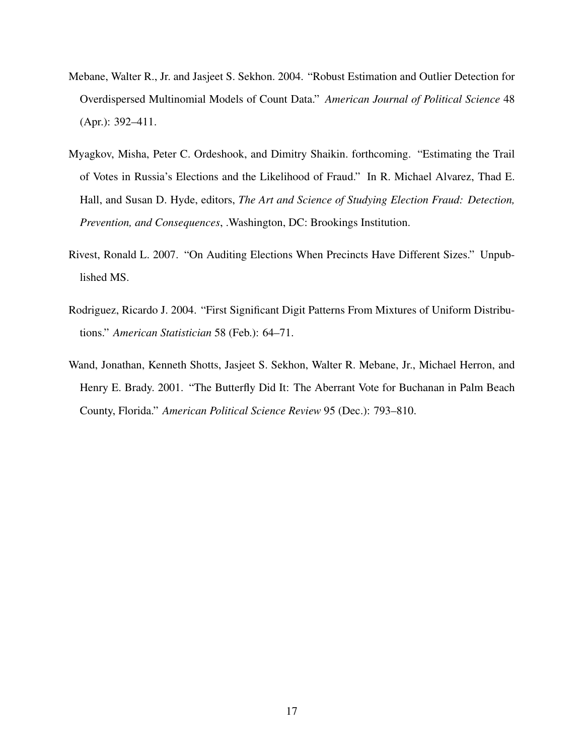Mebane, Walter R., Jr. and Jasjeet S. Sekhon. 2004. "Robust Estimation and Outlier Detection for Overdispersed Multinomial Models of Count Data." *American Journal of Political Science* 48 (Apr.): 392–411.

Myagkov, Misha, Peter C. Ordeshook, and Dimitry Shaikin. forthcoming. "Estimating the Trail of Votes in Russia's Elections and the Likelihood of Fraud." In R. Michael Alvarez, Thad E. Hall, and Susan D. Hyde, editors, *The Art and Science of Studying Election Fraud: Detection, Prevention, and Consequences*, .Washington, DC: Brookings Institution.

Rivest, Ronald L. 2007. "On Auditing Elections When Precincts Have Different Sizes." Unpublished MS.

Rodriguez, Ricardo J. 2004. "First Significant Digit Patterns From Mixtures of Uniform Distributions." *American Statistician* 58 (Feb.): 64–71.

Wand, Jonathan, Kenneth Shotts, Jasjeet S. Sekhon, Walter R. Mebane, Jr., Michael Herron, and Henry E. Brady. 2001. "The Butterfly Did It: The Aberrant Vote for Buchanan in Palm Beach County, Florida." *American Political Science Review* 95 (Dec.): 793–810.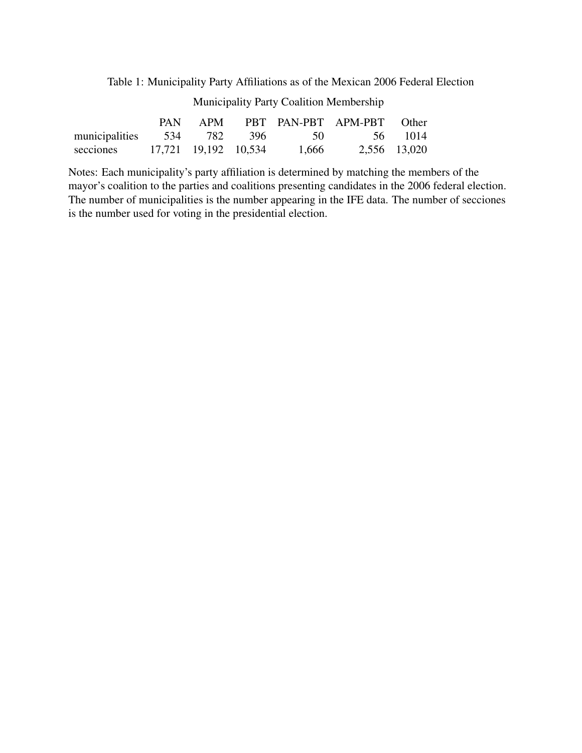Table 1: Municipality Party Affiliations as of the Mexican 2006 Federal Election

| | Municipality Party Coalition Membership | | | | | |
|---|---|---|---|---|---|---|
| | PAN | APM | PBT | PAN-PBT | APM-PBT | Other |
| municipalities | 534 | 782 | 396 | 50 | 56 | 1014 |
| secciones | 17,721 | 19,192 | 10,534 | 1,666 | 2,556 | 13,020 |

Notes: Each municipality's party affiliation is determined by matching the members of the mayor's coalition to the parties and coalitions presenting candidates in the 2006 federal election. The number of municipalities is the number appearing in the IFE data. The number of secciones is the number used for voting in the presidential election.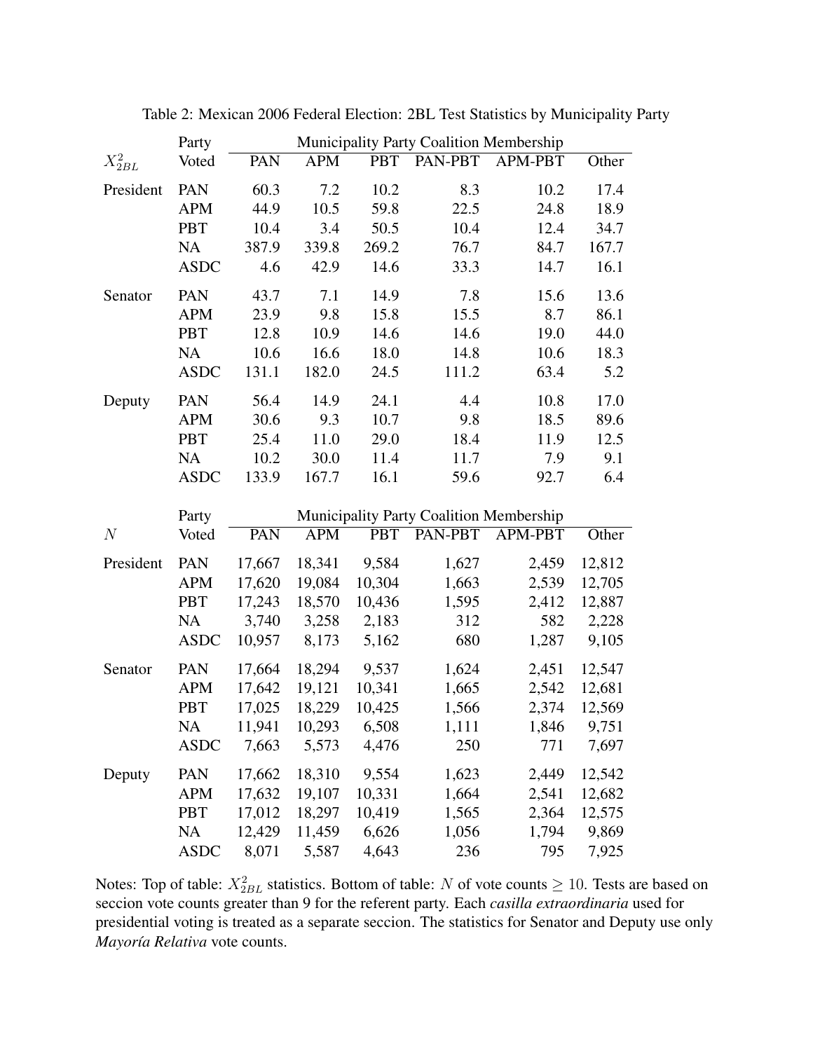Table 2: Mexican 2006 Federal Election: 2BL Test Statistics by Municipality Party

| $X^2_{2BL}$ | Party Voted | Municipality Party Coalition Membership | | | | | |
|---|---|---|---|---|---|---|---|
| | | PAN | APM | PBT | PAN-PBT | APM-PBT | Other |
| President | PAN | 60.3 | 7.2 | 10.2 | 8.3 | 10.2 | 17.4 |
| | APM | 44.9 | 10.5 | 59.8 | 22.5 | 24.8 | 18.9 |
| | PBT | 10.4 | 3.4 | 50.5 | 10.4 | 12.4 | 34.7 |
| | NA | 387.9 | 339.8 | 269.2 | 76.7 | 84.7 | 167.7 |
| | ASDC | 4.6 | 42.9 | 14.6 | 33.3 | 14.7 | 16.1 |
| Senator | PAN | 43.7 | 7.1 | 14.9 | 7.8 | 15.6 | 13.6 |
| | APM | 23.9 | 9.8 | 15.8 | 15.5 | 8.7 | 86.1 |
| | PBT | 12.8 | 10.9 | 14.6 | 14.6 | 19.0 | 44.0 |
| | NA | 10.6 | 16.6 | 18.0 | 14.8 | 10.6 | 18.3 |
| | ASDC | 131.1 | 182.0 | 24.5 | 111.2 | 63.4 | 5.2 |
| Deputy | PAN | 56.4 | 14.9 | 24.1 | 4.4 | 10.8 | 17.0 |
| | APM | 30.6 | 9.3 | 10.7 | 9.8 | 18.5 | 89.6 |
| | PBT | 25.4 | 11.0 | 29.0 | 18.4 | 11.9 | 12.5 |
| | NA | 10.2 | 30.0 | 11.4 | 11.7 | 7.9 | 9.1 |
| | ASDC | 133.9 | 167.7 | 16.1 | 59.6 | 92.7 | 6.4 |

| $N$ | Party Voted | Municipality Party Coalition Membership | | | | | |
|---|---|---|---|---|---|---|---|
| | | PAN | APM | PBT | PAN-PBT | APM-PBT | Other |
| President | PAN | 17,667 | 18,341 | 9,584 | 1,627 | 2,459 | 12,812 |
| | APM | 17,620 | 19,084 | 10,304 | 1,663 | 2,539 | 12,705 |
| | PBT | 17,243 | 18,570 | 10,436 | 1,595 | 2,412 | 12,887 |
| | NA | 3,740 | 3,258 | 2,183 | 312 | 582 | 2,228 |
| | ASDC | 10,957 | 8,173 | 5,162 | 680 | 1,287 | 9,105 |
| Senator | PAN | 17,664 | 18,294 | 9,537 | 1,624 | 2,451 | 12,547 |
| | APM | 17,642 | 19,121 | 10,341 | 1,665 | 2,542 | 12,681 |
| | PBT | 17,025 | 18,229 | 10,425 | 1,566 | 2,374 | 12,569 |
| | NA | 11,941 | 10,293 | 6,508 | 1,111 | 1,846 | 9,751 |
| | ASDC | 7,663 | 5,573 | 4,476 | 250 | 771 | 7,697 |
| Deputy | PAN | 17,662 | 18,310 | 9,554 | 1,623 | 2,449 | 12,542 |
| | APM | 17,632 | 19,107 | 10,331 | 1,664 | 2,541 | 12,682 |
| | PBT | 17,012 | 18,297 | 10,419 | 1,565 | 2,364 | 12,575 |
| | NA | 12,429 | 11,459 | 6,626 | 1,056 | 1,794 | 9,869 |
| | ASDC | 8,071 | 5,587 | 4,643 | 236 | 795 | 7,925 |

Notes: Top of table: $X^2_{2BL}$ statistics. Bottom of table: $N$ of vote counts $\geq 10$. Tests are based on seccion vote counts greater than 9 for the referent party. Each *casilla extraordinaria* used for presidential voting is treated as a separate seccion. The statistics for Senator and Deputy use only *Mayoría Relativa* vote counts.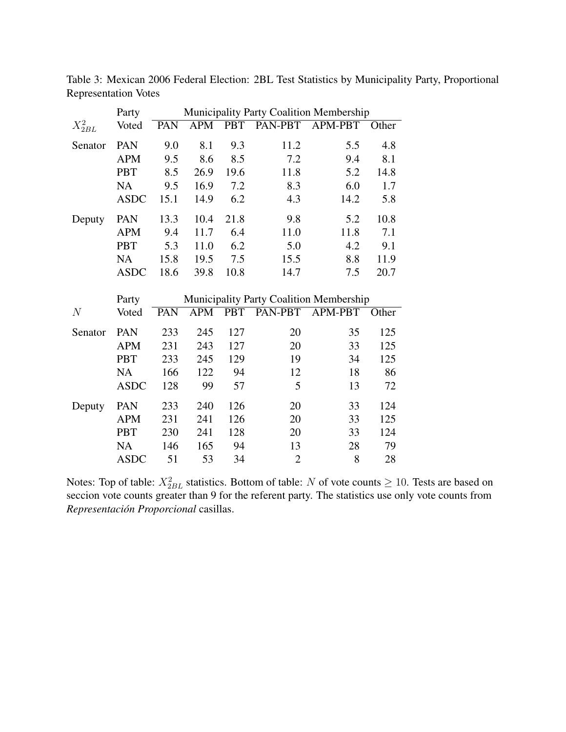Table 3: Mexican 2006 Federal Election: 2BL Test Statistics by Municipality Party, Proportional Representation Votes

| $X^2_{2BL}$ | Party Voted | Municipality Party Coalition Membership | | | | | |
|---|---|---|---|---|---|---|---|
| | | PAN | APM | PBT | PAN-PBT | APM-PBT | Other |
| Senator | PAN | 9.0 | 8.1 | 9.3 | 11.2 | 5.5 | 4.8 |
| | APM | 9.5 | 8.6 | 8.5 | 7.2 | 9.4 | 8.1 |
| | PBT | 8.5 | 26.9 | 19.6 | 11.8 | 5.2 | 14.8 |
| | NA | 9.5 | 16.9 | 7.2 | 8.3 | 6.0 | 1.7 |
| | ASDC | 15.1 | 14.9 | 6.2 | 4.3 | 14.2 | 5.8 |
| Deputy | PAN | 13.3 | 10.4 | 21.8 | 9.8 | 5.2 | 10.8 |
| | APM | 9.4 | 11.7 | 6.4 | 11.0 | 11.8 | 7.1 |
| | PBT | 5.3 | 11.0 | 6.2 | 5.0 | 4.2 | 9.1 |
| | NA | 15.8 | 19.5 | 7.5 | 15.5 | 8.8 | 11.9 |
| | ASDC | 18.6 | 39.8 | 10.8 | 14.7 | 7.5 | 20.7 |

| $N$ | Party Voted | Municipality Party Coalition Membership | | | | | |
|---|---|---|---|---|---|---|---|
| | | PAN | APM | PBT | PAN-PBT | APM-PBT | Other |
| Senator | PAN | 233 | 245 | 127 | 20 | 35 | 125 |
| | APM | 231 | 243 | 127 | 20 | 33 | 125 |
| | PBT | 233 | 245 | 129 | 19 | 34 | 125 |
| | NA | 166 | 122 | 94 | 12 | 18 | 86 |
| | ASDC | 128 | 99 | 57 | 5 | 13 | 72 |
| Deputy | PAN | 233 | 240 | 126 | 20 | 33 | 124 |
| | APM | 231 | 241 | 126 | 20 | 33 | 125 |
| | PBT | 230 | 241 | 128 | 20 | 33 | 124 |
| | NA | 146 | 165 | 94 | 13 | 28 | 79 |
| | ASDC | 51 | 53 | 34 | 2 | 8 | 28 |

Notes: Top of table: $X^2_{2BL}$ statistics. Bottom of table: $N$ of vote counts $\geq 10$. Tests are based on seccion vote counts greater than 9 for the referent party. The statistics use only vote counts from *Representación Proporcional* casillas.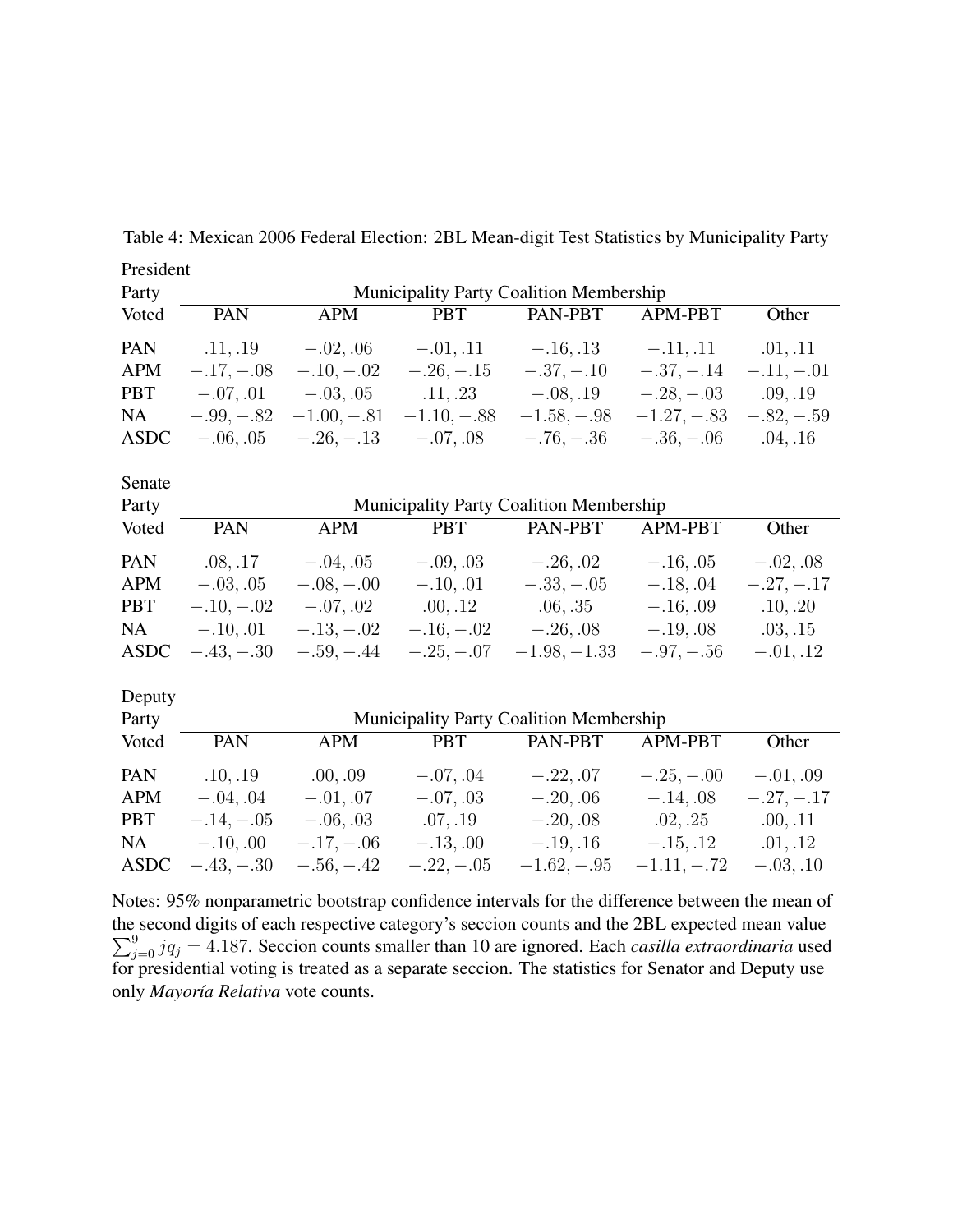Table 4: Mexican 2006 Federal Election: 2BL Mean-digit Test Statistics by Municipality Party

President

| Party | Municipality Party Coalition Membership | | | | | |
|---|---|---|---|---|---|---|
| Voted | PAN | APM | PBT | PAN-PBT | APM-PBT | Other |
| PAN | $.11, .19$ | $-.02, .06$ | $-.01, .11$ | $-.16, .13$ | $-.11, .11$ | $.01, .11$ |
| APM | $-.17, -.08$ | $-.10, -.02$ | $-.26, -.15$ | $-.37, -.10$ | $-.37, -.14$ | $-.11, -.01$ |
| PBT | $-.07, .01$ | $-.03, .05$ | $.11, .23$ | $-.08, .19$ | $-.28, -.03$ | $.09, .19$ |
| NA | $-.99, -.82$ | $-1.00, -.81$ | $-1.10, -.88$ | $-1.58, -.98$ | $-1.27, -.83$ | $-.82, -.59$ |
| ASDC | $-.06, .05$ | $-.26, -.13$ | $-.07, .08$ | $-.76, -.36$ | $-.36, -.06$ | $.04, .16$ |

Senate

| Party | Municipality Party Coalition Membership | | | | | |
|---|---|---|---|---|---|---|
| Voted | PAN | APM | PBT | PAN-PBT | APM-PBT | Other |
| PAN | $.08, .17$ | $-.04, .05$ | $-.09, .03$ | $-.26, .02$ | $-.16, .05$ | $-.02, .08$ |
| APM | $-.03, .05$ | $-.08, -.00$ | $-.10, .01$ | $-.33, -.05$ | $-.18, .04$ | $-.27, -.17$ |
| PBT | $-.10, -.02$ | $-.07, .02$ | $.00, .12$ | $.06, .35$ | $-.16, .09$ | $.10, .20$ |
| NA | $-.10, .01$ | $-.13, -.02$ | $-.16, -.02$ | $-.26, .08$ | $-.19, .08$ | $.03, .15$ |
| ASDC | $-.43, -.30$ | $-.59, -.44$ | $-.25, -.07$ | $-1.98, -1.33$ | $-.97, -.56$ | $-.01, .12$ |

Deputy

| Party | Municipality Party Coalition Membership | | | | | |
|---|---|---|---|---|---|---|
| Voted | PAN | APM | PBT | PAN-PBT | APM-PBT | Other |
| PAN | $.10, .19$ | $.00, .09$ | $-.07, .04$ | $-.22, .07$ | $-.25, -.00$ | $-.01, .09$ |
| APM | $-.04, .04$ | $-.01, .07$ | $-.07, .03$ | $-.20, .06$ | $-.14, .08$ | $-.27, -.17$ |
| PBT | $-.14, -.05$ | $-.06, .03$ | $.07, .19$ | $-.20, .08$ | $.02, .25$ | $.00, .11$ |
| NA | $-.10, .00$ | $-.17, -.06$ | $-.13, .00$ | $-.19, .16$ | $-.15, .12$ | $.01, .12$ |
| ASDC | $-.43, -.30$ | $-.56, -.42$ | $-.22, -.05$ | $-1.62, -.95$ | $-1.11, -.72$ | $-.03, .10$ |

Notes: 95% nonparametric bootstrap confidence intervals for the difference between the mean of the second digits of each respective category's seccion counts and the 2BL expected mean value $\sum_{j=0}^{9} jq_j = 4.187$. Seccion counts smaller than 10 are ignored. Each *casilla extraordinaria* used for presidential voting is treated as a separate seccion. The statistics for Senator and Deputy use only *Mayoría Relativa* vote counts.